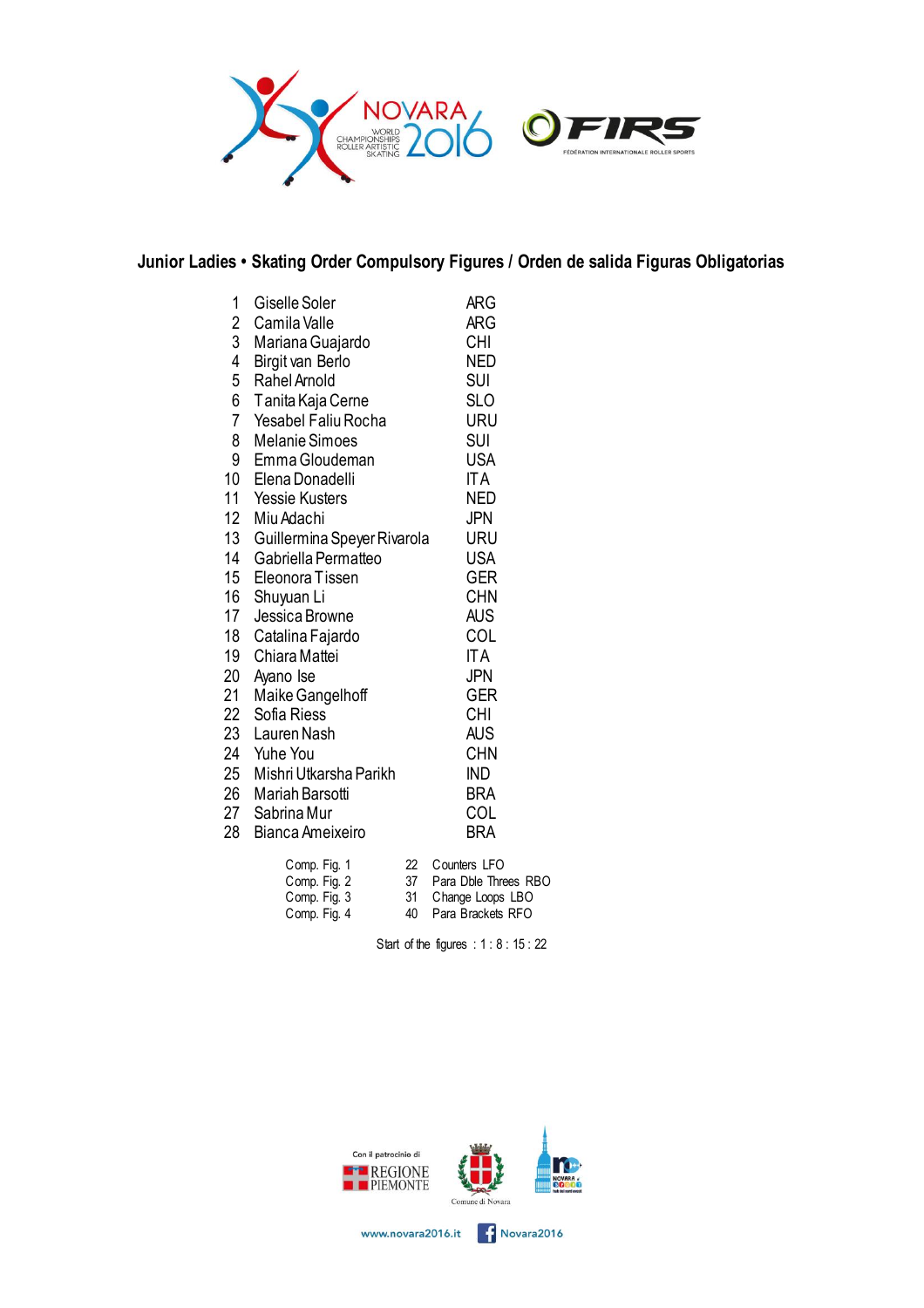## Junior Ladies • Skating Order Compulsory Figures / Orden de salida Figuras Obligatorias

| | | |
|---|---|---|
| 1 | Giselle Soler | ARG |
| 2 | Camila Valle | ARG |
| 3 | Mariana Guajardo | CHI |
| 4 | Birgit van Berlo | NED |
| 5 | Rahel Arnold | SUI |
| 6 | Tanita Kaja Cerne | SLO |
| 7 | Yesabel Faliu Rocha | URU |
| 8 | Melanie Simoes | SUI |
| 9 | Emma Gloudeman | USA |
| 10 | Elena Donadelli | ITA |
| 11 | Yessie Kusters | NED |
| 12 | Miu Adachi | JPN |
| 13 | Guillermina Speyer Rivarola | URU |
| 14 | Gabriella Permatteo | USA |
| 15 | Eleonora Tissen | GER |
| 16 | Shuyuan Li | CHN |
| 17 | Jessica Browne | AUS |
| 18 | Catalina Fajardo | COL |
| 19 | Chiara Mattei | ITA |
| 20 | Ayano Ise | JPN |
| 21 | Maike Gangelhoff | GER |
| 22 | Sofia Riess | CHI |
| 23 | Lauren Nash | AUS |
| 24 | Yuhe You | CHN |
| 25 | Mishri Utkarsha Parikh | IND |
| 26 | Mariah Barsotti | BRA |
| 27 | Sabrina Mur | COL |
| 28 | Bianca Ameixeiro | BRA |

| | | |
|---|---|---|
| Comp. Fig. 1 | 22 | Counters LFO |
| Comp. Fig. 2 | 37 | Para Dble Threes RBO |
| Comp. Fig. 3 | 31 | Change Loops LBO |
| Comp. Fig. 4 | 40 | Para Brackets RFO |

Start of the figures : 1 : 8 : 15 : 22

Con il patrocinio di REGIONE PIEMONTE — Comune di Novara

www.novara2016.it Novara2016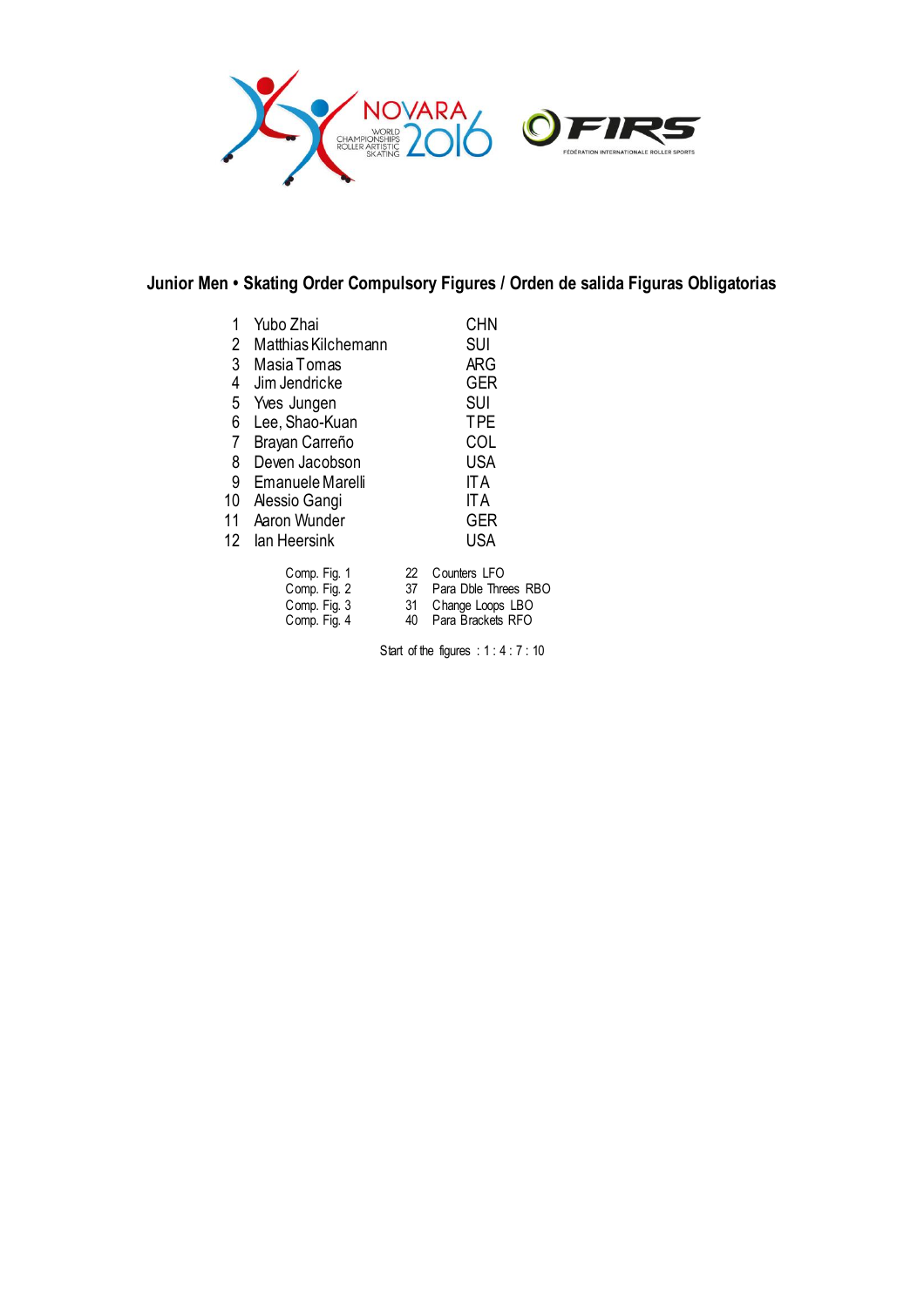## Junior Men • Skating Order Compulsory Figures / Orden de salida Figuras Obligatorias

| | | |
|---|---|---|
| 1 | Yubo Zhai | CHN |
| 2 | Matthias Kilchemann | SUI |
| 3 | Masia Tomas | ARG |
| 4 | Jim Jendricke | GER |
| 5 | Yves Jungen | SUI |
| 6 | Lee, Shao-Kuan | TPE |
| 7 | Brayan Carreño | COL |
| 8 | Deven Jacobson | USA |
| 9 | Emanuele Marelli | ITA |
| 10 | Alessio Gangi | ITA |
| 11 | Aaron Wunder | GER |
| 12 | Ian Heersink | USA |

| | | |
|---|---|---|
| Comp. Fig. 1 | 22 | Counters LFO |
| Comp. Fig. 2 | 37 | Para Dble Threes RBO |
| Comp. Fig. 3 | 31 | Change Loops LBO |
| Comp. Fig. 4 | 40 | Para Brackets RFO |

Start of the figures : 1 : 4 : 7 : 10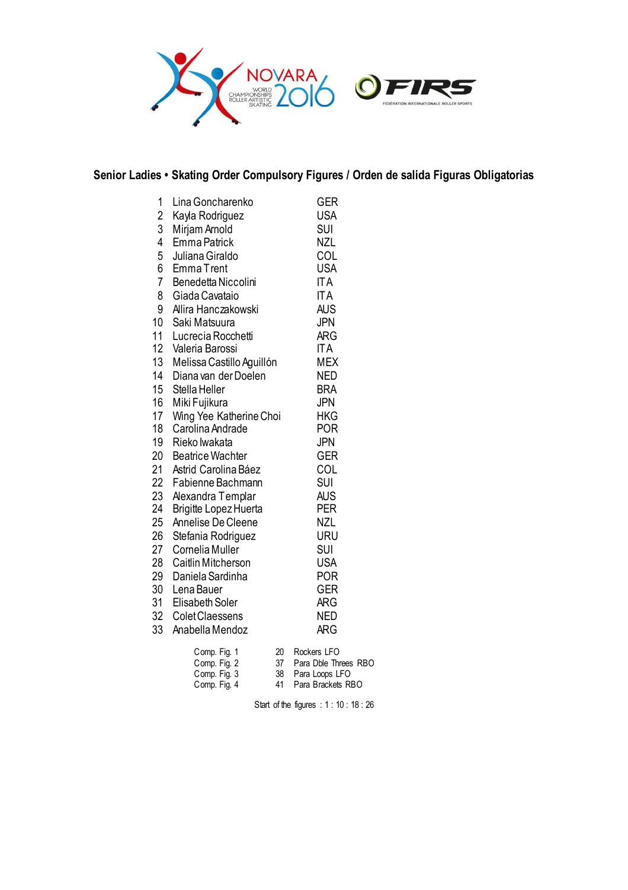## Senior Ladies • Skating Order Compulsory Figures / Orden de salida Figuras Obligatorias

| | | |
|---|---|---|
| 1 | Lina Goncharenko | GER |
| 2 | Kayla Rodriguez | USA |
| 3 | Mirjam Arnold | SUI |
| 4 | Emma Patrick | NZL |
| 5 | Juliana Giraldo | COL |
| 6 | Emma Trent | USA |
| 7 | Benedetta Niccolini | ITA |
| 8 | Giada Cavataio | ITA |
| 9 | Allira Hanczakowski | AUS |
| 10 | Saki Matsuura | JPN |
| 11 | Lucrecia Rocchetti | ARG |
| 12 | Valeria Barossi | ITA |
| 13 | Melissa Castillo Aguillón | MEX |
| 14 | Diana van der Doelen | NED |
| 15 | Stella Heller | BRA |
| 16 | Miki Fujikura | JPN |
| 17 | Wing Yee Katherine Choi | HKG |
| 18 | Carolina Andrade | POR |
| 19 | Rieko Iwakata | JPN |
| 20 | Beatrice Wachter | GER |
| 21 | Astrid Carolina Báez | COL |
| 22 | Fabienne Bachmann | SUI |
| 23 | Alexandra Templar | AUS |
| 24 | Brigitte Lopez Huerta | PER |
| 25 | Annelise De Cleene | NZL |
| 26 | Stefania Rodriguez | URU |
| 27 | Cornelia Muller | SUI |
| 28 | Caitlin Mitcherson | USA |
| 29 | Daniela Sardinha | POR |
| 30 | Lena Bauer | GER |
| 31 | Elisabeth Soler | ARG |
| 32 | Colet Claessens | NED |
| 33 | Anabella Mendoz | ARG |

| | | |
|---|---|---|
| Comp. Fig. 1 | 20 | Rockers LFO |
| Comp. Fig. 2 | 37 | Para Dble Threes RBO |
| Comp. Fig. 3 | 38 | Para Loops LFO |
| Comp. Fig. 4 | 41 | Para Brackets RBO |

Start of the figures : 1 : 10 : 18 : 26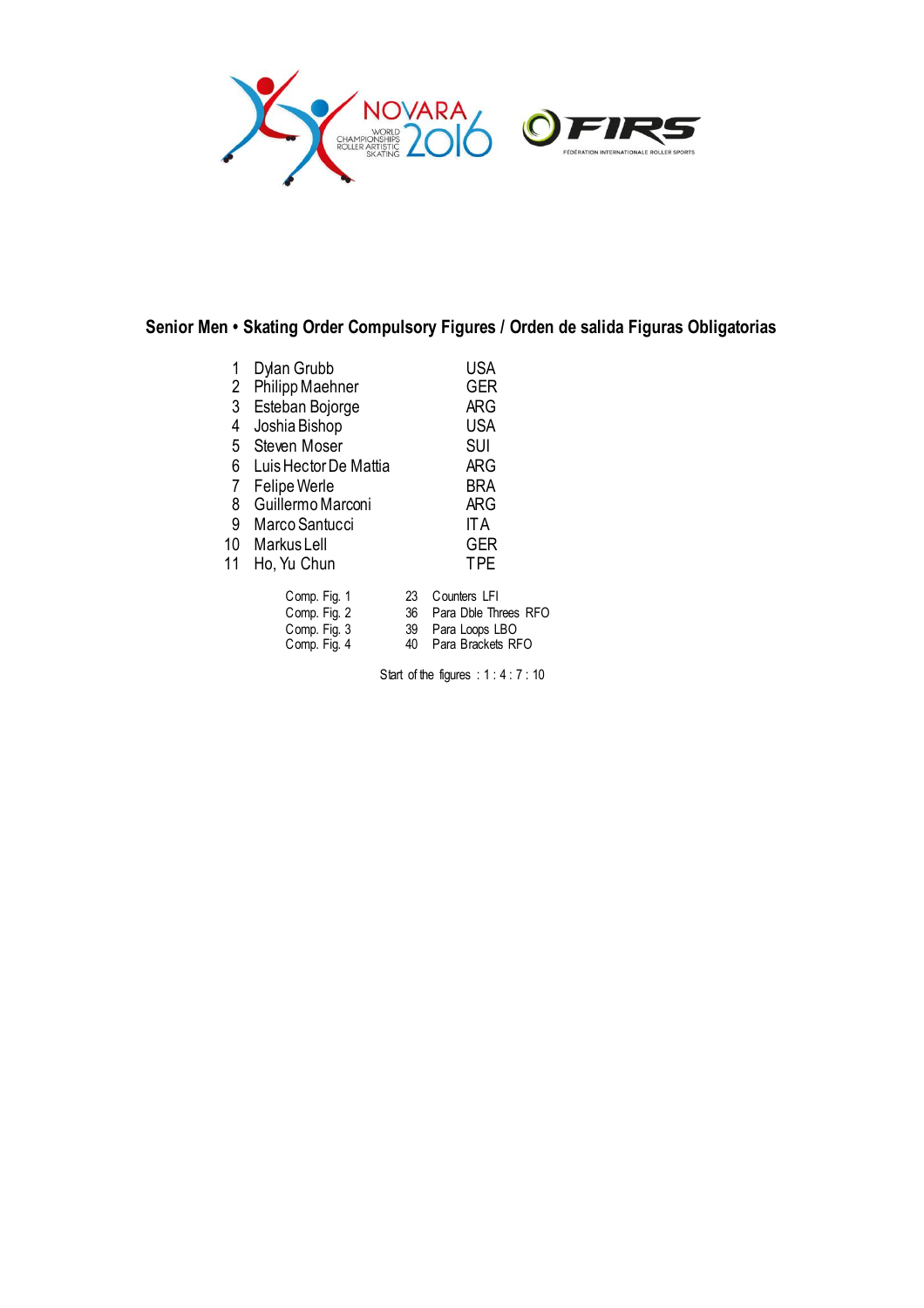## Senior Men • Skating Order Compulsory Figures / Orden de salida Figuras Obligatorias

| | | |
|---|---|---|
| 1 | Dylan Grubb | USA |
| 2 | Philipp Maehner | GER |
| 3 | Esteban Bojorge | ARG |
| 4 | Joshia Bishop | USA |
| 5 | Steven Moser | SUI |
| 6 | Luis Hector De Mattia | ARG |
| 7 | Felipe Werle | BRA |
| 8 | Guillermo Marconi | ARG |
| 9 | Marco Santucci | ITA |
| 10 | Markus Lell | GER |
| 11 | Ho, Yu Chun | TPE |

| | | |
|---|---|---|
| Comp. Fig. 1 | 23 | Counters LFI |
| Comp. Fig. 2 | 36 | Para Dble Threes RFO |
| Comp. Fig. 3 | 39 | Para Loops LBO |
| Comp. Fig. 4 | 40 | Para Brackets RFO |

Start of the figures : 1 : 4 : 7 : 10